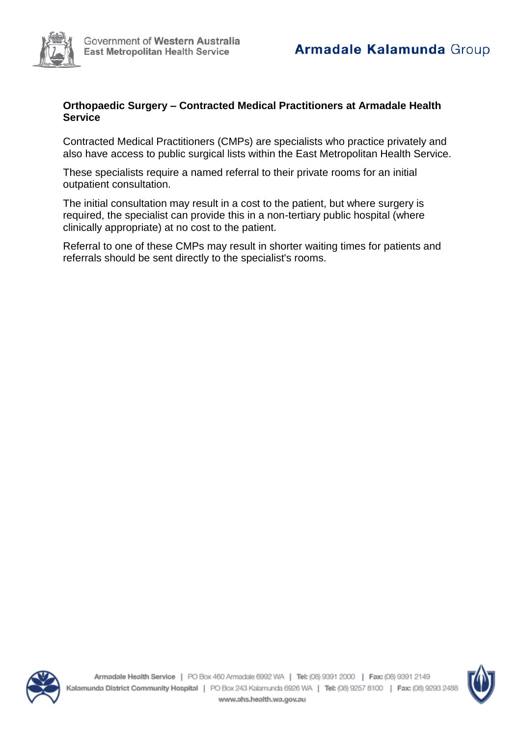**Orthopaedic Surgery – Contracted Medical Practitioners at Armadale Health Service**

Contracted Medical Practitioners (CMPs) are specialists who practice privately and also have access to public surgical lists within the East Metropolitan Health Service.

These specialists require a named referral to their private rooms for an initial outpatient consultation.

The initial consultation may result in a cost to the patient, but where surgery is required, the specialist can provide this in a non-tertiary public hospital (where clinically appropriate) at no cost to the patient.

Referral to one of these CMPs may result in shorter waiting times for patients and referrals should be sent directly to the specialist's rooms.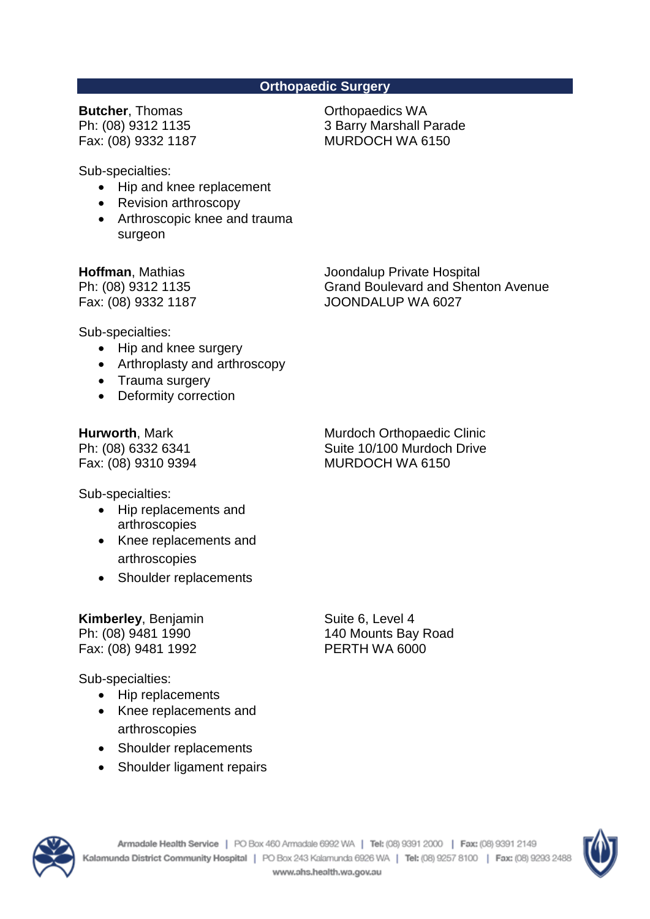## Orthopaedic Surgery

**Butcher**, Thomas
Ph: (08) 9312 1135
Fax: (08) 9332 1187

Orthopaedics WA
3 Barry Marshall Parade
MURDOCH WA 6150

Sub-specialties:

- Hip and knee replacement
- Revision arthroscopy
- Arthroscopic knee and trauma surgeon

**Hoffman**, Mathias
Ph: (08) 9312 1135
Fax: (08) 9332 1187

Joondalup Private Hospital
Grand Boulevard and Shenton Avenue
JOONDALUP WA 6027

Sub-specialties:

- Hip and knee surgery
- Arthroplasty and arthroscopy
- Trauma surgery
- Deformity correction

**Hurworth**, Mark
Ph: (08) 6332 6341
Fax: (08) 9310 9394

Murdoch Orthopaedic Clinic
Suite 10/100 Murdoch Drive
MURDOCH WA 6150

Sub-specialties:

- Hip replacements and arthroscopies
- Knee replacements and arthroscopies
- Shoulder replacements

**Kimberley**, Benjamin
Ph: (08) 9481 1990
Fax: (08) 9481 1992

Suite 6, Level 4
140 Mounts Bay Road
PERTH WA 6000

Sub-specialties:

- Hip replacements
- Knee replacements and arthroscopies
- Shoulder replacements
- Shoulder ligament repairs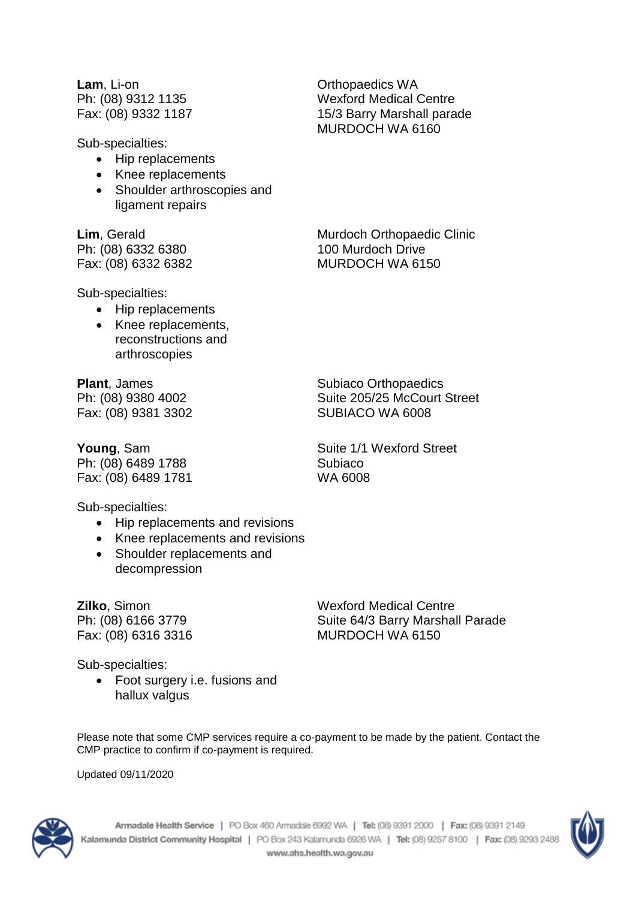**Lam**, Li-on
Ph: (08) 9312 1135
Fax: (08) 9332 1187

Orthopaedics WA
Wexford Medical Centre
15/3 Barry Marshall parade
MURDOCH WA 6160

Sub-specialties:

- Hip replacements
- Knee replacements
- Shoulder arthroscopies and ligament repairs

**Lim**, Gerald
Ph: (08) 6332 6380
Fax: (08) 6332 6382

Murdoch Orthopaedic Clinic
100 Murdoch Drive
MURDOCH WA 6150

Sub-specialties:

- Hip replacements
- Knee replacements, reconstructions and arthroscopies

**Plant**, James
Ph: (08) 9380 4002
Fax: (08) 9381 3302

Subiaco Orthopaedics
Suite 205/25 McCourt Street
SUBIACO WA 6008

**Young**, Sam
Ph: (08) 6489 1788
Fax: (08) 6489 1781

Suite 1/1 Wexford Street
Subiaco
WA 6008

Sub-specialties:

- Hip replacements and revisions
- Knee replacements and revisions
- Shoulder replacements and decompression

**Zilko**, Simon
Ph: (08) 6166 3779
Fax: (08) 6316 3316

Wexford Medical Centre
Suite 64/3 Barry Marshall Parade
MURDOCH WA 6150

Sub-specialties:

- Foot surgery i.e. fusions and hallux valgus

Please note that some CMP services require a co-payment to be made by the patient. Contact the CMP practice to confirm if co-payment is required.

Updated 09/11/2020

Armadale Health Service | PO Box 460 Armadale 6992 WA | Tel: (08) 9391 2000 | Fax: (08) 9391 2149
Kalamunda District Community Hospital | PO Box 243 Kalamunda 6926 WA | Tel: (08) 9257 8100 | Fax: (08) 9293 2488
www.ahs.health.wa.gov.au